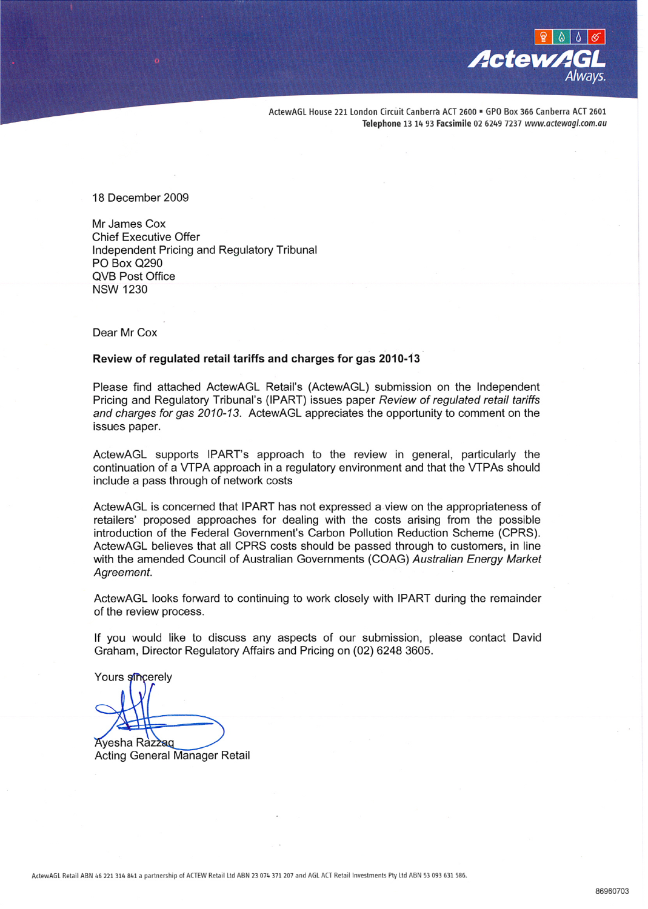ActewAGL House 221 London Circuit Canberra ACT 2600 ▪ GPO Box 366 Canberra ACT 2601
**Telephone** 13 14 93 **Facsimile** 02 6249 7237 *www.actewagl.com.au*

18 December 2009

Mr James Cox
Chief Executive Offer
Independent Pricing and Regulatory Tribunal
PO Box Q290
QVB Post Office
NSW 1230

Dear Mr Cox

**Review of regulated retail tariffs and charges for gas 2010-13**

Please find attached ActewAGL Retail's (ActewAGL) submission on the Independent Pricing and Regulatory Tribunal's (IPART) issues paper *Review of regulated retail tariffs and charges for gas 2010-13*. ActewAGL appreciates the opportunity to comment on the issues paper.

ActewAGL supports IPART's approach to the review in general, particularly the continuation of a VTPA approach in a regulatory environment and that the VTPAs should include a pass through of network costs

ActewAGL is concerned that IPART has not expressed a view on the appropriateness of retailers' proposed approaches for dealing with the costs arising from the possible introduction of the Federal Government's Carbon Pollution Reduction Scheme (CPRS). ActewAGL believes that all CPRS costs should be passed through to customers, in line with the amended Council of Australian Governments (COAG) *Australian Energy Market Agreement*.

ActewAGL looks forward to continuing to work closely with IPART during the remainder of the review process.

If you would like to discuss any aspects of our submission, please contact David Graham, Director Regulatory Affairs and Pricing on (02) 6248 3605.

Yours sincerely

Ayesha Razzaq
Acting General Manager Retail

ActewAGL Retail ABN 46 221 314 841 a partnership of ACTEW Retail Ltd ABN 23 074 371 207 and AGL ACT Retail Investments Pty Ltd ABN 53 093 631 586.

86960703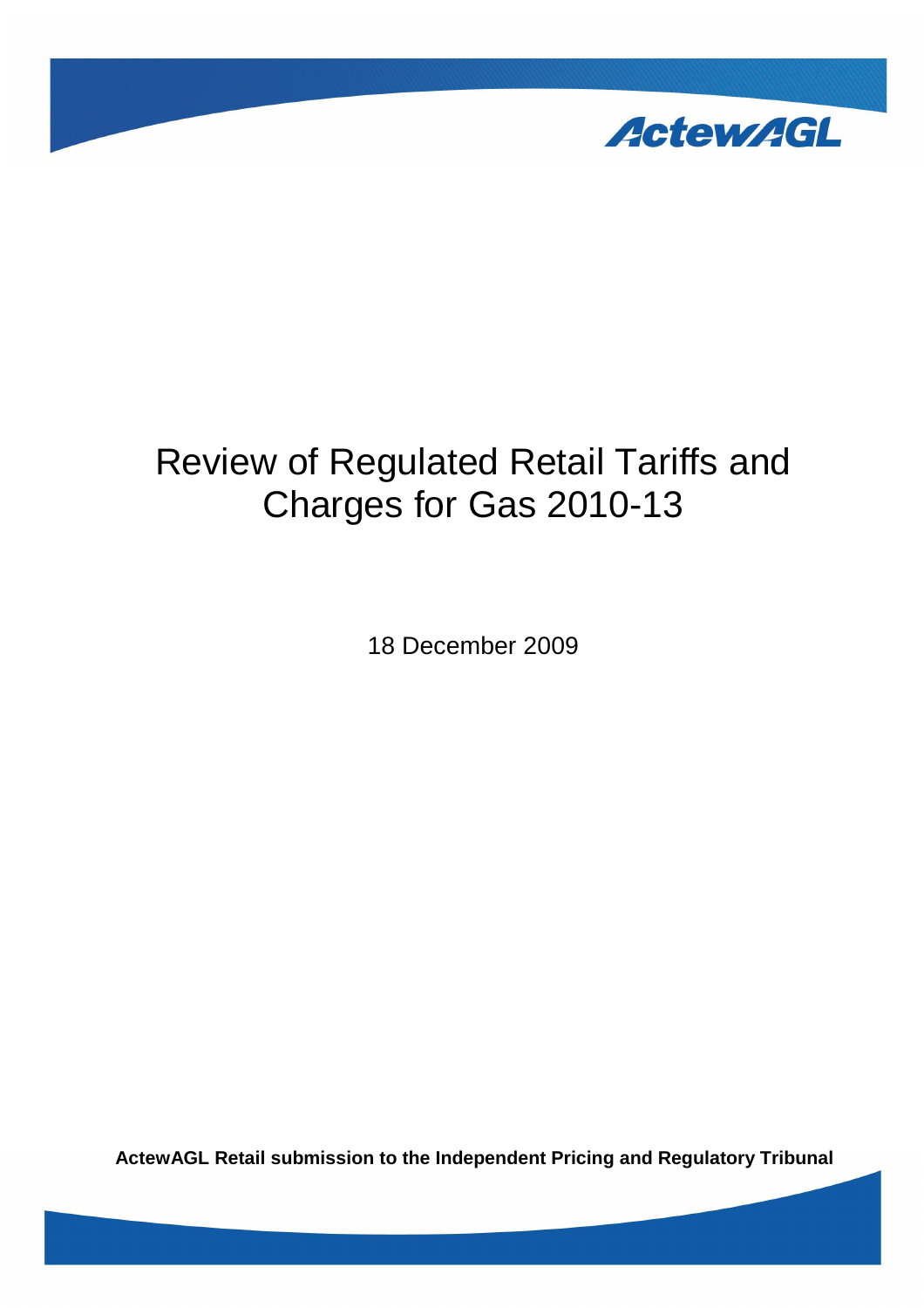# Review of Regulated Retail Tariffs and Charges for Gas 2010-13

18 December 2009

**ActewAGL Retail submission to the Independent Pricing and Regulatory Tribunal**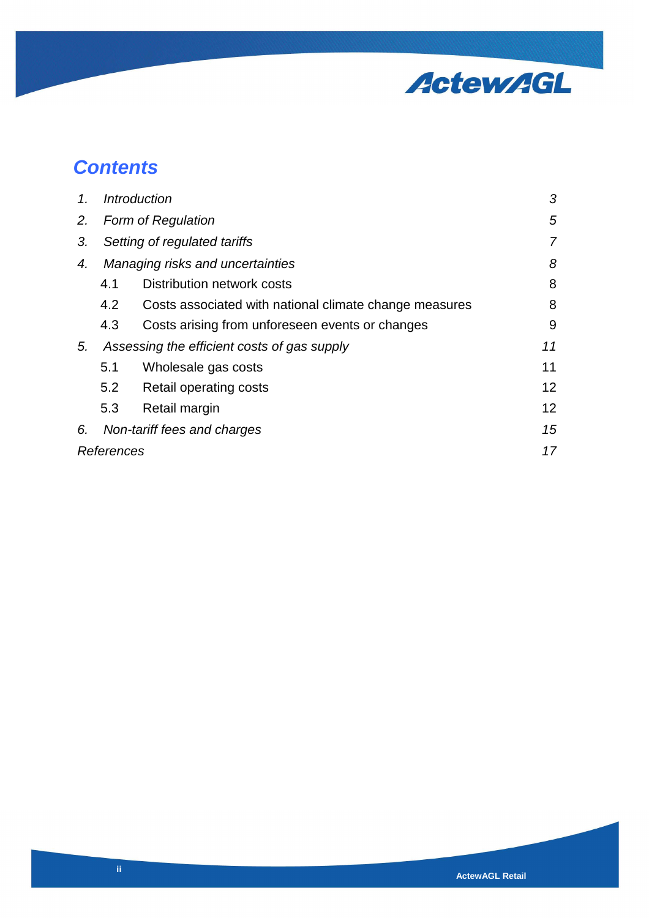## Contents

| | | |
|---|---|---|
| *1.* | *Introduction* | *3* |
| *2.* | *Form of Regulation* | *5* |
| *3.* | *Setting of regulated tariffs* | *7* |
| *4.* | *Managing risks and uncertainties* | *8* |
| 4.1 | Distribution network costs | 8 |
| 4.2 | Costs associated with national climate change measures | 8 |
| 4.3 | Costs arising from unforeseen events or changes | 9 |
| *5.* | *Assessing the efficient costs of gas supply* | *11* |
| 5.1 | Wholesale gas costs | 11 |
| 5.2 | Retail operating costs | 12 |
| 5.3 | Retail margin | 12 |
| *6.* | *Non-tariff fees and charges* | *15* |
| *References* | | *17* |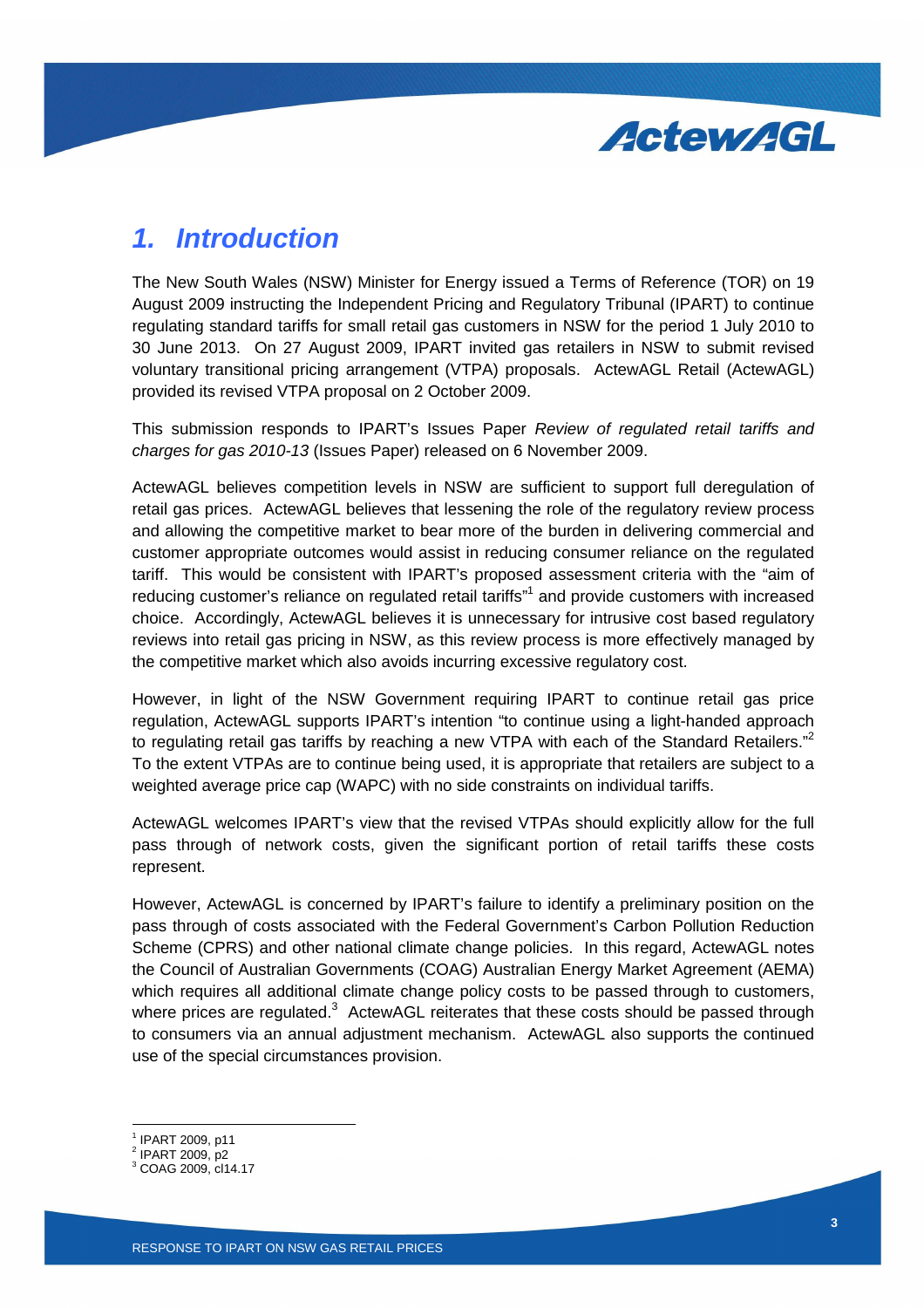# 1. Introduction

The New South Wales (NSW) Minister for Energy issued a Terms of Reference (TOR) on 19 August 2009 instructing the Independent Pricing and Regulatory Tribunal (IPART) to continue regulating standard tariffs for small retail gas customers in NSW for the period 1 July 2010 to 30 June 2013. On 27 August 2009, IPART invited gas retailers in NSW to submit revised voluntary transitional pricing arrangement (VTPA) proposals. ActewAGL Retail (ActewAGL) provided its revised VTPA proposal on 2 October 2009.

This submission responds to IPART's Issues Paper *Review of regulated retail tariffs and charges for gas 2010-13* (Issues Paper) released on 6 November 2009.

ActewAGL believes competition levels in NSW are sufficient to support full deregulation of retail gas prices. ActewAGL believes that lessening the role of the regulatory review process and allowing the competitive market to bear more of the burden in delivering commercial and customer appropriate outcomes would assist in reducing consumer reliance on the regulated tariff. This would be consistent with IPART's proposed assessment criteria with the "aim of reducing customer's reliance on regulated retail tariffs"[1] and provide customers with increased choice. Accordingly, ActewAGL believes it is unnecessary for intrusive cost based regulatory reviews into retail gas pricing in NSW, as this review process is more effectively managed by the competitive market which also avoids incurring excessive regulatory cost.

However, in light of the NSW Government requiring IPART to continue retail gas price regulation, ActewAGL supports IPART's intention "to continue using a light-handed approach to regulating retail gas tariffs by reaching a new VTPA with each of the Standard Retailers."[2] To the extent VTPAs are to continue being used, it is appropriate that retailers are subject to a weighted average price cap (WAPC) with no side constraints on individual tariffs.

ActewAGL welcomes IPART's view that the revised VTPAs should explicitly allow for the full pass through of network costs, given the significant portion of retail tariffs these costs represent.

However, ActewAGL is concerned by IPART's failure to identify a preliminary position on the pass through of costs associated with the Federal Government's Carbon Pollution Reduction Scheme (CPRS) and other national climate change policies. In this regard, ActewAGL notes the Council of Australian Governments (COAG) Australian Energy Market Agreement (AEMA) which requires all additional climate change policy costs to be passed through to customers, where prices are regulated.[3] ActewAGL reiterates that these costs should be passed through to consumers via an annual adjustment mechanism. ActewAGL also supports the continued use of the special circumstances provision.

---

[1] IPART 2009, p11
[2] IPART 2009, p2
[3] COAG 2009, cl14.17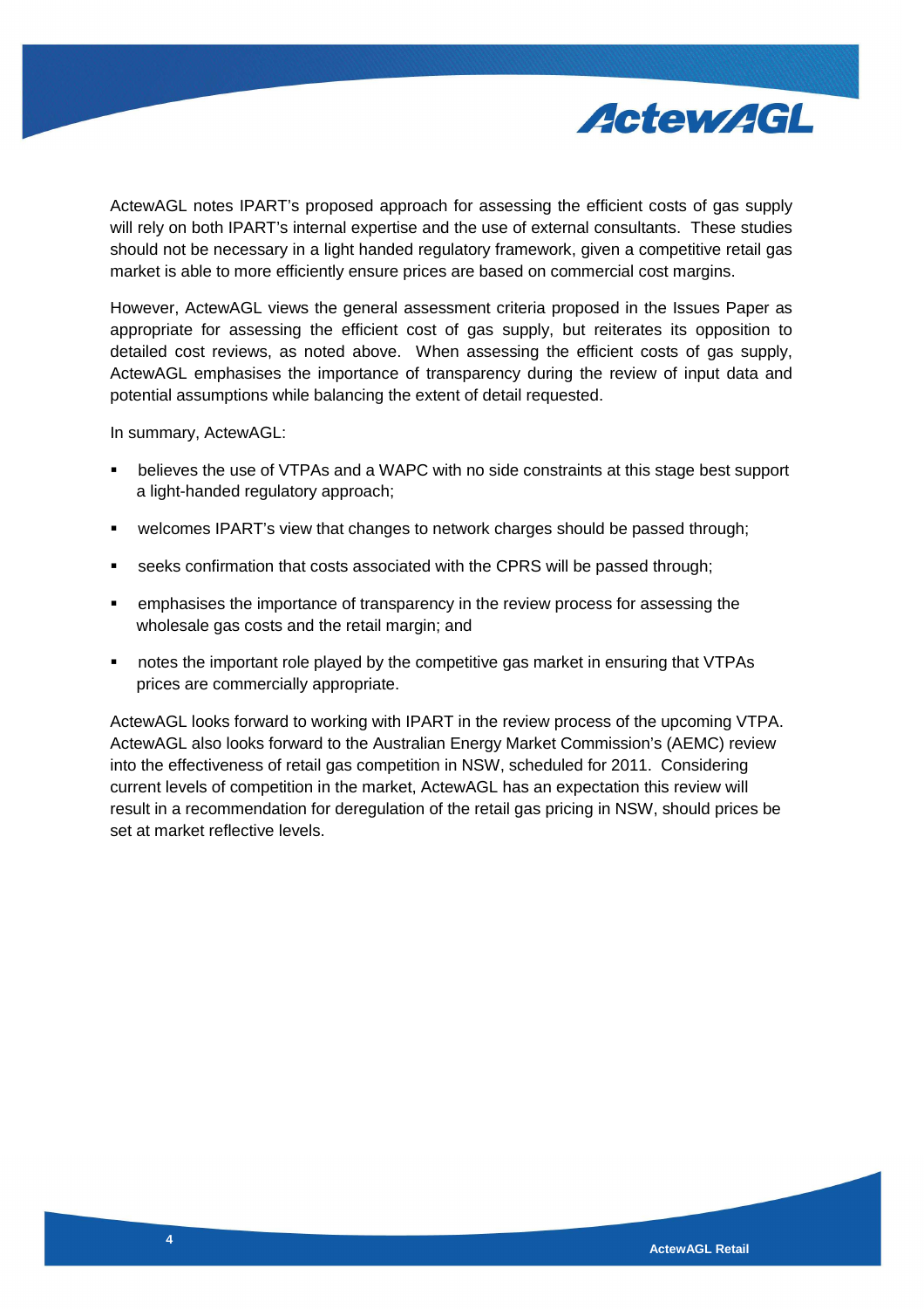ActewAGL notes IPART's proposed approach for assessing the efficient costs of gas supply will rely on both IPART's internal expertise and the use of external consultants. These studies should not be necessary in a light handed regulatory framework, given a competitive retail gas market is able to more efficiently ensure prices are based on commercial cost margins.

However, ActewAGL views the general assessment criteria proposed in the Issues Paper as appropriate for assessing the efficient cost of gas supply, but reiterates its opposition to detailed cost reviews, as noted above. When assessing the efficient costs of gas supply, ActewAGL emphasises the importance of transparency during the review of input data and potential assumptions while balancing the extent of detail requested.

In summary, ActewAGL:

- believes the use of VTPAs and a WAPC with no side constraints at this stage best support a light-handed regulatory approach;
- welcomes IPART's view that changes to network charges should be passed through;
- seeks confirmation that costs associated with the CPRS will be passed through;
- emphasises the importance of transparency in the review process for assessing the wholesale gas costs and the retail margin; and
- notes the important role played by the competitive gas market in ensuring that VTPAs prices are commercially appropriate.

ActewAGL looks forward to working with IPART in the review process of the upcoming VTPA. ActewAGL also looks forward to the Australian Energy Market Commission's (AEMC) review into the effectiveness of retail gas competition in NSW, scheduled for 2011. Considering current levels of competition in the market, ActewAGL has an expectation this review will result in a recommendation for deregulation of the retail gas pricing in NSW, should prices be set at market reflective levels.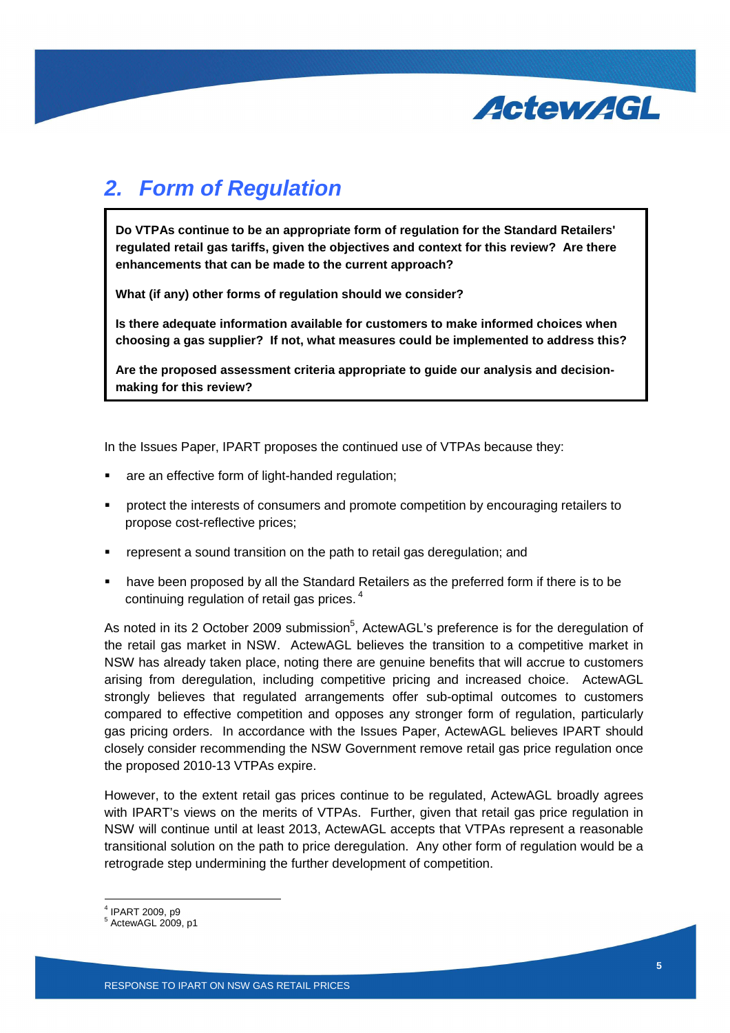## 2. Form of Regulation

**Do VTPAs continue to be an appropriate form of regulation for the Standard Retailers' regulated retail gas tariffs, given the objectives and context for this review? Are there enhancements that can be made to the current approach?**

**What (if any) other forms of regulation should we consider?**

**Is there adequate information available for customers to make informed choices when choosing a gas supplier? If not, what measures could be implemented to address this?**

**Are the proposed assessment criteria appropriate to guide our analysis and decision-making for this review?**

In the Issues Paper, IPART proposes the continued use of VTPAs because they:

- are an effective form of light-handed regulation;
- protect the interests of consumers and promote competition by encouraging retailers to propose cost-reflective prices;
- represent a sound transition on the path to retail gas deregulation; and
- have been proposed by all the Standard Retailers as the preferred form if there is to be continuing regulation of retail gas prices.[4]

As noted in its 2 October 2009 submission[5], ActewAGL's preference is for the deregulation of the retail gas market in NSW. ActewAGL believes the transition to a competitive market in NSW has already taken place, noting there are genuine benefits that will accrue to customers arising from deregulation, including competitive pricing and increased choice. ActewAGL strongly believes that regulated arrangements offer sub-optimal outcomes to customers compared to effective competition and opposes any stronger form of regulation, particularly gas pricing orders. In accordance with the Issues Paper, ActewAGL believes IPART should closely consider recommending the NSW Government remove retail gas price regulation once the proposed 2010-13 VTPAs expire.

However, to the extent retail gas prices continue to be regulated, ActewAGL broadly agrees with IPART's views on the merits of VTPAs. Further, given that retail gas price regulation in NSW will continue until at least 2013, ActewAGL accepts that VTPAs represent a reasonable transitional solution on the path to price deregulation. Any other form of regulation would be a retrograde step undermining the further development of competition.

---

[4] IPART 2009, p9
[5] ActewAGL 2009, p1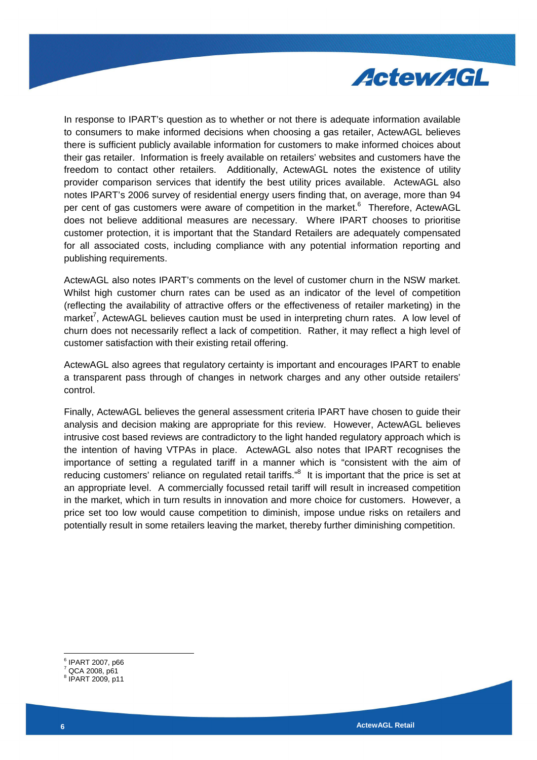In response to IPART's question as to whether or not there is adequate information available to consumers to make informed decisions when choosing a gas retailer, ActewAGL believes there is sufficient publicly available information for customers to make informed choices about their gas retailer. Information is freely available on retailers' websites and customers have the freedom to contact other retailers. Additionally, ActewAGL notes the existence of utility provider comparison services that identify the best utility prices available. ActewAGL also notes IPART's 2006 survey of residential energy users finding that, on average, more than 94 per cent of gas customers were aware of competition in the market.[6] Therefore, ActewAGL does not believe additional measures are necessary. Where IPART chooses to prioritise customer protection, it is important that the Standard Retailers are adequately compensated for all associated costs, including compliance with any potential information reporting and publishing requirements.

ActewAGL also notes IPART's comments on the level of customer churn in the NSW market. Whilst high customer churn rates can be used as an indicator of the level of competition (reflecting the availability of attractive offers or the effectiveness of retailer marketing) in the market[7], ActewAGL believes caution must be used in interpreting churn rates. A low level of churn does not necessarily reflect a lack of competition. Rather, it may reflect a high level of customer satisfaction with their existing retail offering.

ActewAGL also agrees that regulatory certainty is important and encourages IPART to enable a transparent pass through of changes in network charges and any other outside retailers' control.

Finally, ActewAGL believes the general assessment criteria IPART have chosen to guide their analysis and decision making are appropriate for this review. However, ActewAGL believes intrusive cost based reviews are contradictory to the light handed regulatory approach which is the intention of having VTPAs in place. ActewAGL also notes that IPART recognises the importance of setting a regulated tariff in a manner which is "consistent with the aim of reducing customers' reliance on regulated retail tariffs."[8] It is important that the price is set at an appropriate level. A commercially focussed retail tariff will result in increased competition in the market, which in turn results in innovation and more choice for customers. However, a price set too low would cause competition to diminish, impose undue risks on retailers and potentially result in some retailers leaving the market, thereby further diminishing competition.

---

[6] IPART 2007, p66
[7] QCA 2008, p61
[8] IPART 2009, p11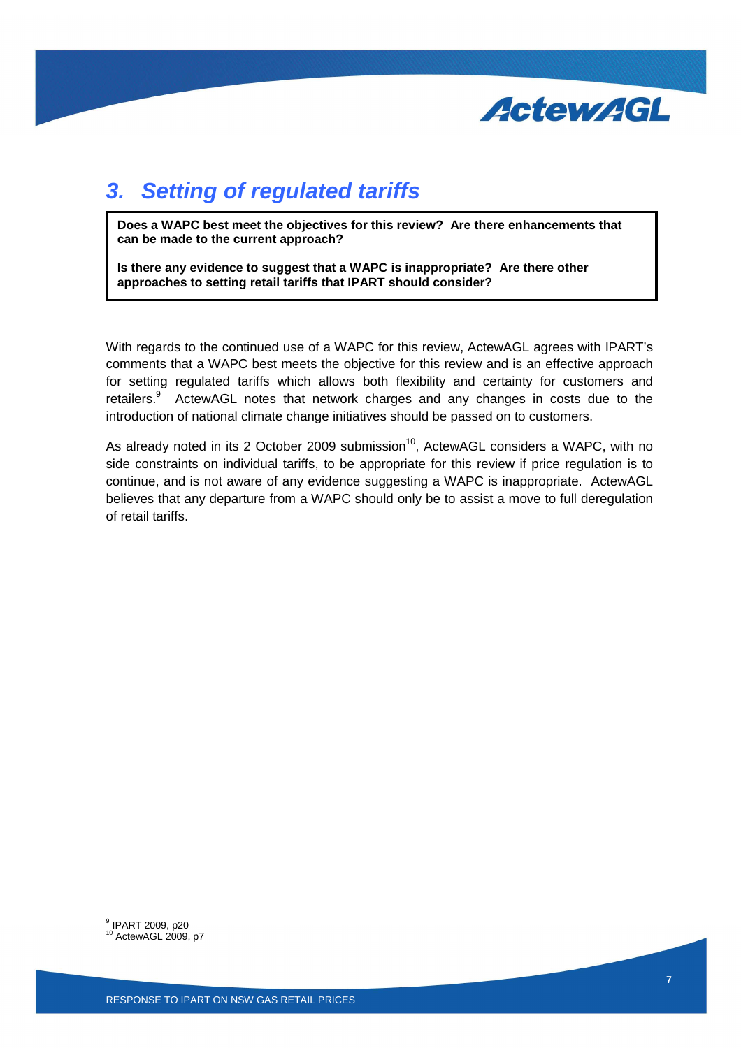# 3. Setting of regulated tariffs

> **Does a WAPC best meet the objectives for this review? Are there enhancements that can be made to the current approach?**
>
> **Is there any evidence to suggest that a WAPC is inappropriate? Are there other approaches to setting retail tariffs that IPART should consider?**

With regards to the continued use of a WAPC for this review, ActewAGL agrees with IPART's comments that a WAPC best meets the objective for this review and is an effective approach for setting regulated tariffs which allows both flexibility and certainty for customers and retailers.[9] ActewAGL notes that network charges and any changes in costs due to the introduction of national climate change initiatives should be passed on to customers.

As already noted in its 2 October 2009 submission[10], ActewAGL considers a WAPC, with no side constraints on individual tariffs, to be appropriate for this review if price regulation is to continue, and is not aware of any evidence suggesting a WAPC is inappropriate. ActewAGL believes that any departure from a WAPC should only be to assist a move to full deregulation of retail tariffs.

---

[9] IPART 2009, p20

[10] ActewAGL 2009, p7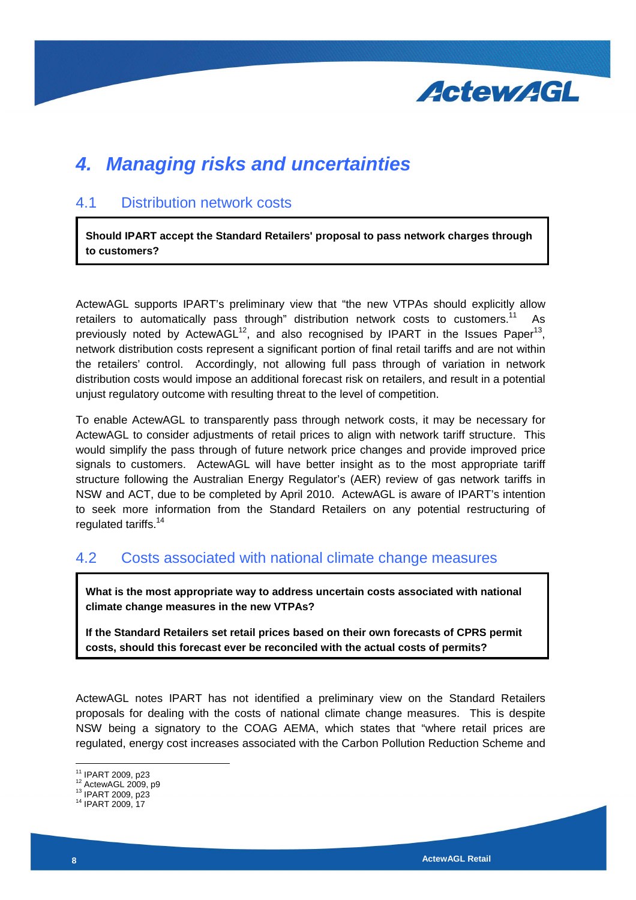## 4. Managing risks and uncertainties

### 4.1 Distribution network costs

**Should IPART accept the Standard Retailers' proposal to pass network charges through to customers?**

ActewAGL supports IPART's preliminary view that "the new VTPAs should explicitly allow retailers to automatically pass through" distribution network costs to customers.[11] As previously noted by ActewAGL[12], and also recognised by IPART in the Issues Paper[13], network distribution costs represent a significant portion of final retail tariffs and are not within the retailers' control. Accordingly, not allowing full pass through of variation in network distribution costs would impose an additional forecast risk on retailers, and result in a potential unjust regulatory outcome with resulting threat to the level of competition.

To enable ActewAGL to transparently pass through network costs, it may be necessary for ActewAGL to consider adjustments of retail prices to align with network tariff structure. This would simplify the pass through of future network price changes and provide improved price signals to customers. ActewAGL will have better insight as to the most appropriate tariff structure following the Australian Energy Regulator's (AER) review of gas network tariffs in NSW and ACT, due to be completed by April 2010. ActewAGL is aware of IPART's intention to seek more information from the Standard Retailers on any potential restructuring of regulated tariffs.[14]

### 4.2 Costs associated with national climate change measures

**What is the most appropriate way to address uncertain costs associated with national climate change measures in the new VTPAs?**

**If the Standard Retailers set retail prices based on their own forecasts of CPRS permit costs, should this forecast ever be reconciled with the actual costs of permits?**

ActewAGL notes IPART has not identified a preliminary view on the Standard Retailers proposals for dealing with the costs of national climate change measures. This is despite NSW being a signatory to the COAG AEMA, which states that "where retail prices are regulated, energy cost increases associated with the Carbon Pollution Reduction Scheme and

---

[11] IPART 2009, p23
[12] ActewAGL 2009, p9
[13] IPART 2009, p23
[14] IPART 2009, 17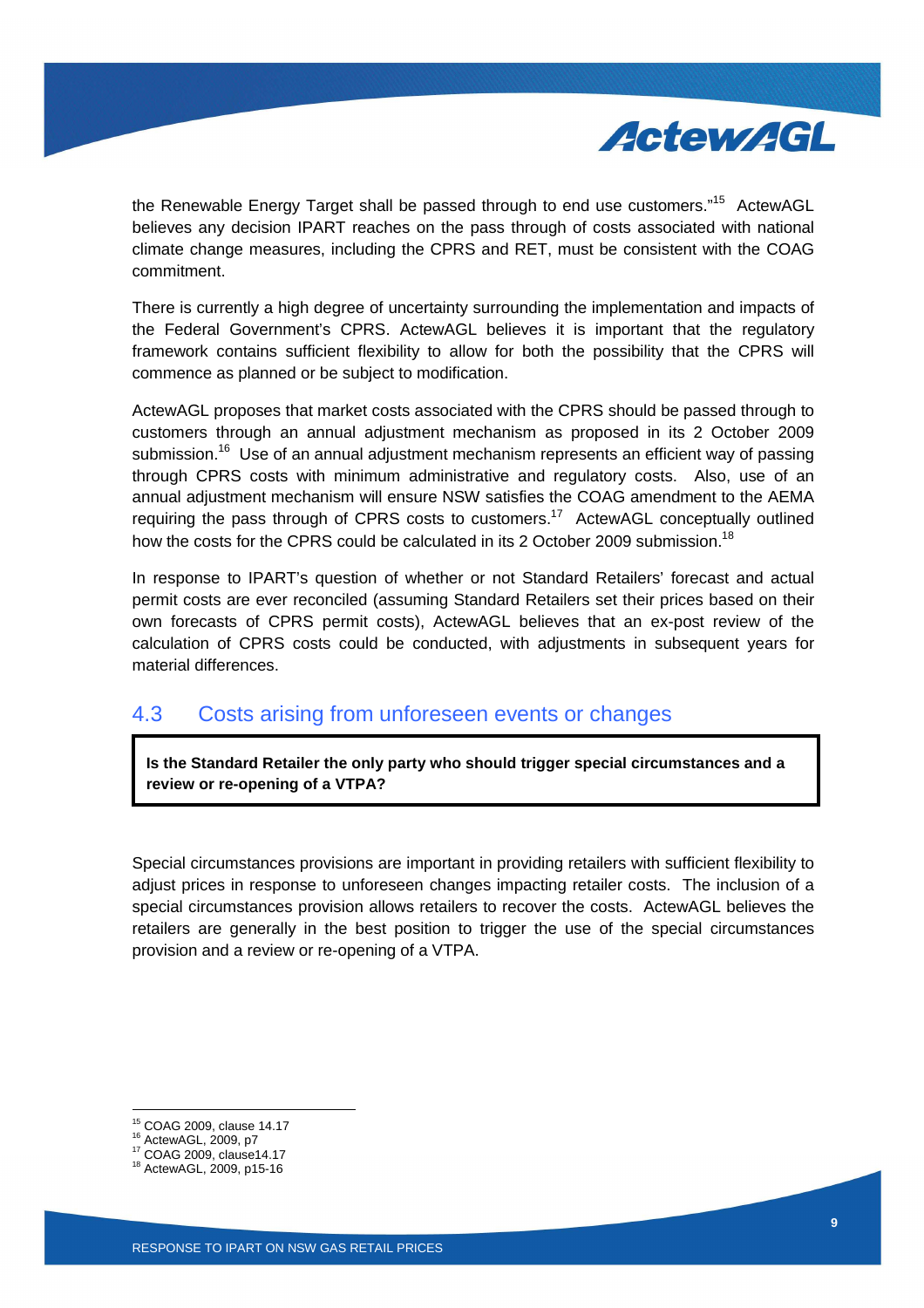the Renewable Energy Target shall be passed through to end use customers."[15] ActewAGL believes any decision IPART reaches on the pass through of costs associated with national climate change measures, including the CPRS and RET, must be consistent with the COAG commitment.

There is currently a high degree of uncertainty surrounding the implementation and impacts of the Federal Government's CPRS. ActewAGL believes it is important that the regulatory framework contains sufficient flexibility to allow for both the possibility that the CPRS will commence as planned or be subject to modification.

ActewAGL proposes that market costs associated with the CPRS should be passed through to customers through an annual adjustment mechanism as proposed in its 2 October 2009 submission.[16] Use of an annual adjustment mechanism represents an efficient way of passing through CPRS costs with minimum administrative and regulatory costs. Also, use of an annual adjustment mechanism will ensure NSW satisfies the COAG amendment to the AEMA requiring the pass through of CPRS costs to customers.[17] ActewAGL conceptually outlined how the costs for the CPRS could be calculated in its 2 October 2009 submission.[18]

In response to IPART's question of whether or not Standard Retailers' forecast and actual permit costs are ever reconciled (assuming Standard Retailers set their prices based on their own forecasts of CPRS permit costs), ActewAGL believes that an ex-post review of the calculation of CPRS costs could be conducted, with adjustments in subsequent years for material differences.

## 4.3 Costs arising from unforeseen events or changes

**Is the Standard Retailer the only party who should trigger special circumstances and a review or re-opening of a VTPA?**

Special circumstances provisions are important in providing retailers with sufficient flexibility to adjust prices in response to unforeseen changes impacting retailer costs. The inclusion of a special circumstances provision allows retailers to recover the costs. ActewAGL believes the retailers are generally in the best position to trigger the use of the special circumstances provision and a review or re-opening of a VTPA.

[15] COAG 2009, clause 14.17
[16] ActewAGL, 2009, p7
[17] COAG 2009, clause14.17
[18] ActewAGL, 2009, p15-16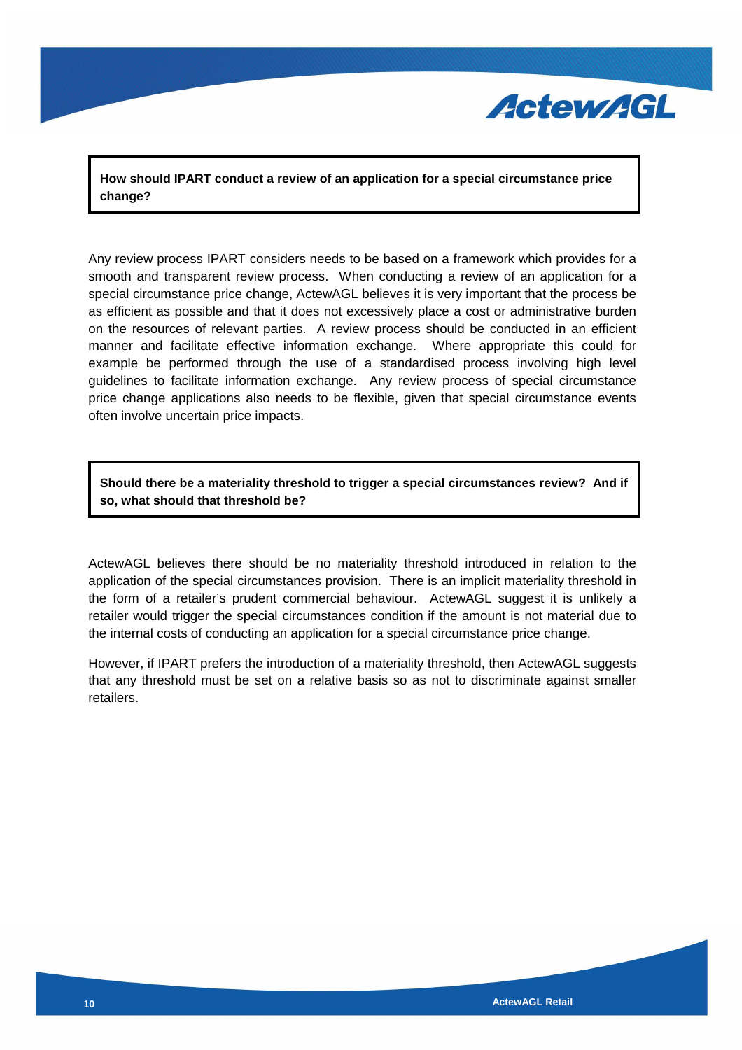**How should IPART conduct a review of an application for a special circumstance price change?**

Any review process IPART considers needs to be based on a framework which provides for a smooth and transparent review process. When conducting a review of an application for a special circumstance price change, ActewAGL believes it is very important that the process be as efficient as possible and that it does not excessively place a cost or administrative burden on the resources of relevant parties. A review process should be conducted in an efficient manner and facilitate effective information exchange. Where appropriate this could for example be performed through the use of a standardised process involving high level guidelines to facilitate information exchange. Any review process of special circumstance price change applications also needs to be flexible, given that special circumstance events often involve uncertain price impacts.

**Should there be a materiality threshold to trigger a special circumstances review? And if so, what should that threshold be?**

ActewAGL believes there should be no materiality threshold introduced in relation to the application of the special circumstances provision. There is an implicit materiality threshold in the form of a retailer's prudent commercial behaviour. ActewAGL suggest it is unlikely a retailer would trigger the special circumstances condition if the amount is not material due to the internal costs of conducting an application for a special circumstance price change.

However, if IPART prefers the introduction of a materiality threshold, then ActewAGL suggests that any threshold must be set on a relative basis so as not to discriminate against smaller retailers.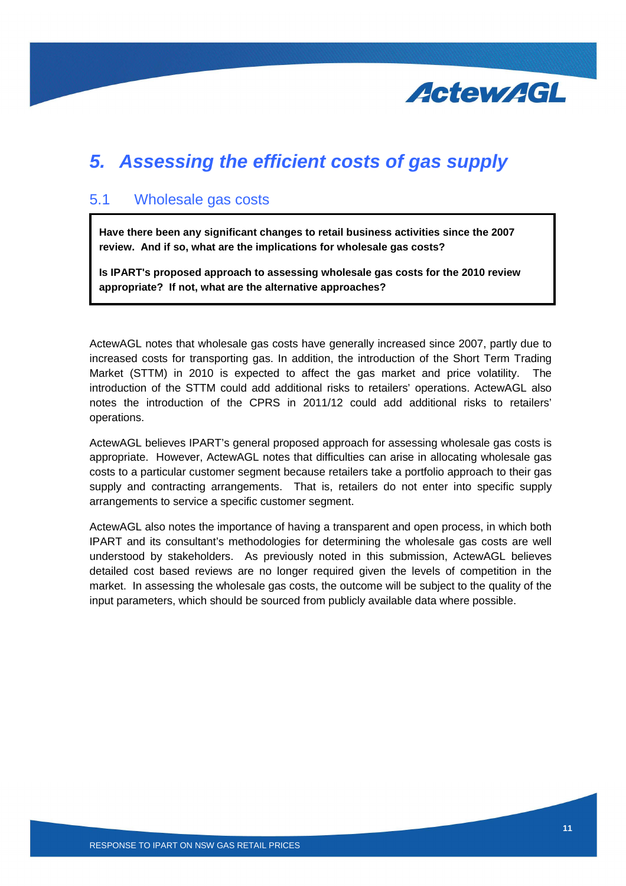# 5. Assessing the efficient costs of gas supply

## 5.1 Wholesale gas costs

**Have there been any significant changes to retail business activities since the 2007 review. And if so, what are the implications for wholesale gas costs?**

**Is IPART's proposed approach to assessing wholesale gas costs for the 2010 review appropriate? If not, what are the alternative approaches?**

ActewAGL notes that wholesale gas costs have generally increased since 2007, partly due to increased costs for transporting gas. In addition, the introduction of the Short Term Trading Market (STTM) in 2010 is expected to affect the gas market and price volatility. The introduction of the STTM could add additional risks to retailers' operations. ActewAGL also notes the introduction of the CPRS in 2011/12 could add additional risks to retailers' operations.

ActewAGL believes IPART's general proposed approach for assessing wholesale gas costs is appropriate. However, ActewAGL notes that difficulties can arise in allocating wholesale gas costs to a particular customer segment because retailers take a portfolio approach to their gas supply and contracting arrangements. That is, retailers do not enter into specific supply arrangements to service a specific customer segment.

ActewAGL also notes the importance of having a transparent and open process, in which both IPART and its consultant's methodologies for determining the wholesale gas costs are well understood by stakeholders. As previously noted in this submission, ActewAGL believes detailed cost based reviews are no longer required given the levels of competition in the market. In assessing the wholesale gas costs, the outcome will be subject to the quality of the input parameters, which should be sourced from publicly available data where possible.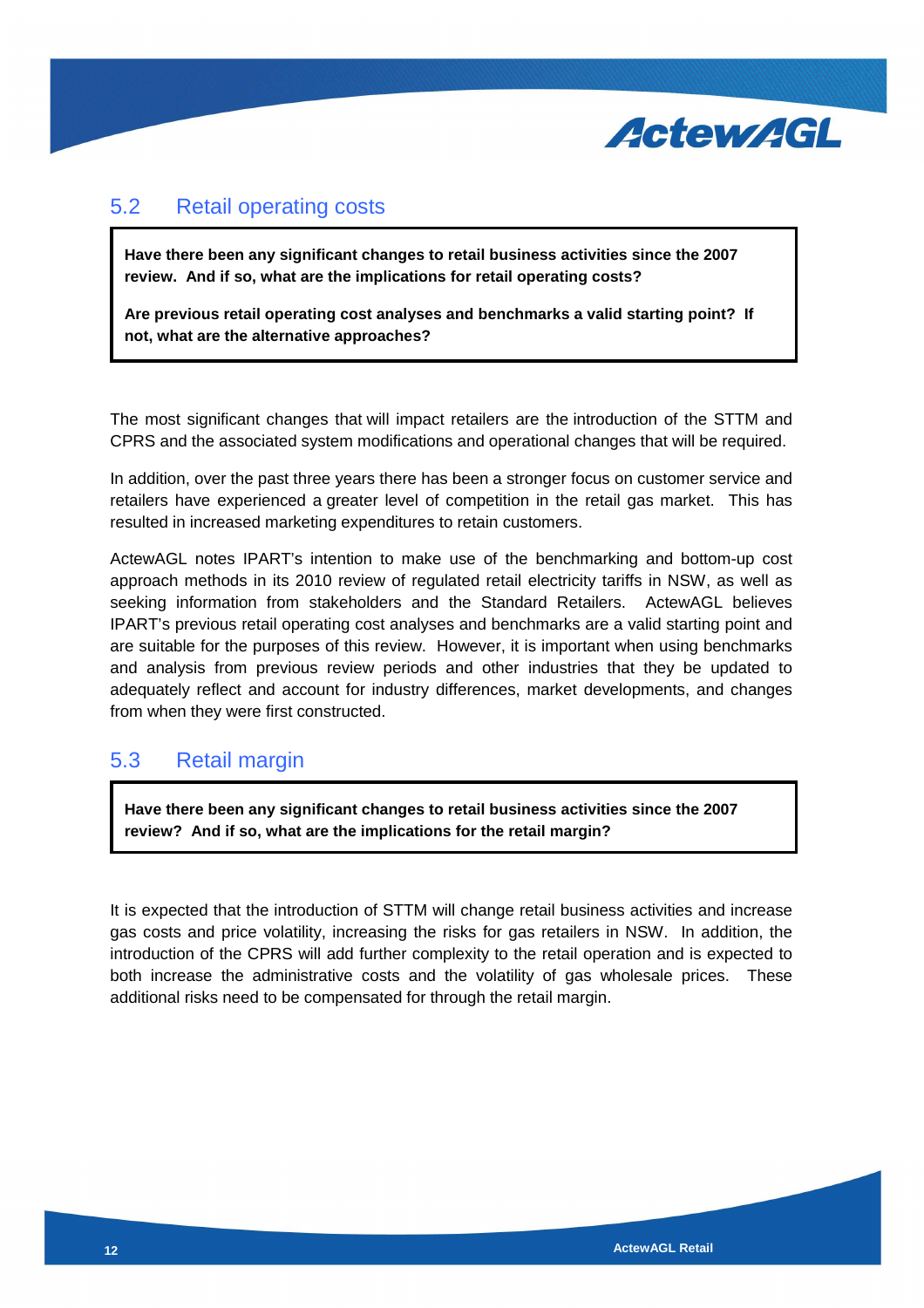## 5.2 Retail operating costs

> **Have there been any significant changes to retail business activities since the 2007 review. And if so, what are the implications for retail operating costs?**
>
> **Are previous retail operating cost analyses and benchmarks a valid starting point? If not, what are the alternative approaches?**

The most significant changes that will impact retailers are the introduction of the STTM and CPRS and the associated system modifications and operational changes that will be required.

In addition, over the past three years there has been a stronger focus on customer service and retailers have experienced a greater level of competition in the retail gas market. This has resulted in increased marketing expenditures to retain customers.

ActewAGL notes IPART's intention to make use of the benchmarking and bottom-up cost approach methods in its 2010 review of regulated retail electricity tariffs in NSW, as well as seeking information from stakeholders and the Standard Retailers. ActewAGL believes IPART's previous retail operating cost analyses and benchmarks are a valid starting point and are suitable for the purposes of this review. However, it is important when using benchmarks and analysis from previous review periods and other industries that they be updated to adequately reflect and account for industry differences, market developments, and changes from when they were first constructed.

## 5.3 Retail margin

> **Have there been any significant changes to retail business activities since the 2007 review? And if so, what are the implications for the retail margin?**

It is expected that the introduction of STTM will change retail business activities and increase gas costs and price volatility, increasing the risks for gas retailers in NSW. In addition, the introduction of the CPRS will add further complexity to the retail operation and is expected to both increase the administrative costs and the volatility of gas wholesale prices. These additional risks need to be compensated for through the retail margin.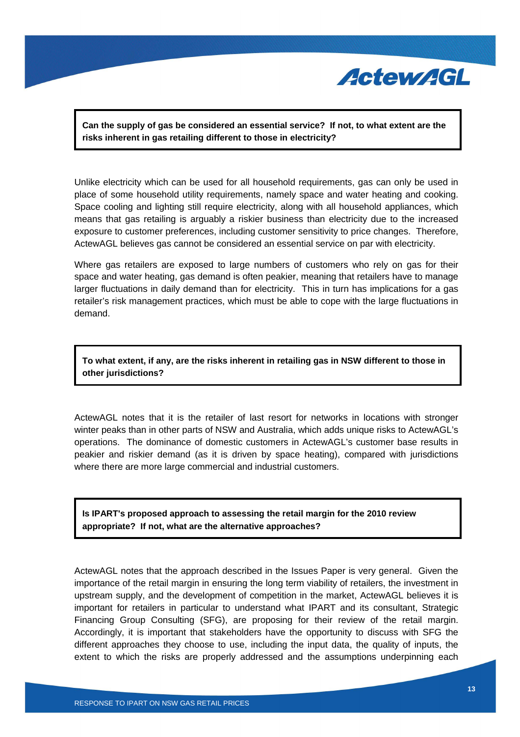**Can the supply of gas be considered an essential service? If not, to what extent are the risks inherent in gas retailing different to those in electricity?**

Unlike electricity which can be used for all household requirements, gas can only be used in place of some household utility requirements, namely space and water heating and cooking. Space cooling and lighting still require electricity, along with all household appliances, which means that gas retailing is arguably a riskier business than electricity due to the increased exposure to customer preferences, including customer sensitivity to price changes. Therefore, ActewAGL believes gas cannot be considered an essential service on par with electricity.

Where gas retailers are exposed to large numbers of customers who rely on gas for their space and water heating, gas demand is often peakier, meaning that retailers have to manage larger fluctuations in daily demand than for electricity. This in turn has implications for a gas retailer's risk management practices, which must be able to cope with the large fluctuations in demand.

**To what extent, if any, are the risks inherent in retailing gas in NSW different to those in other jurisdictions?**

ActewAGL notes that it is the retailer of last resort for networks in locations with stronger winter peaks than in other parts of NSW and Australia, which adds unique risks to ActewAGL's operations. The dominance of domestic customers in ActewAGL's customer base results in peakier and riskier demand (as it is driven by space heating), compared with jurisdictions where there are more large commercial and industrial customers.

**Is IPART's proposed approach to assessing the retail margin for the 2010 review appropriate? If not, what are the alternative approaches?**

ActewAGL notes that the approach described in the Issues Paper is very general. Given the importance of the retail margin in ensuring the long term viability of retailers, the investment in upstream supply, and the development of competition in the market, ActewAGL believes it is important for retailers in particular to understand what IPART and its consultant, Strategic Financing Group Consulting (SFG), are proposing for their review of the retail margin. Accordingly, it is important that stakeholders have the opportunity to discuss with SFG the different approaches they choose to use, including the input data, the quality of inputs, the extent to which the risks are properly addressed and the assumptions underpinning each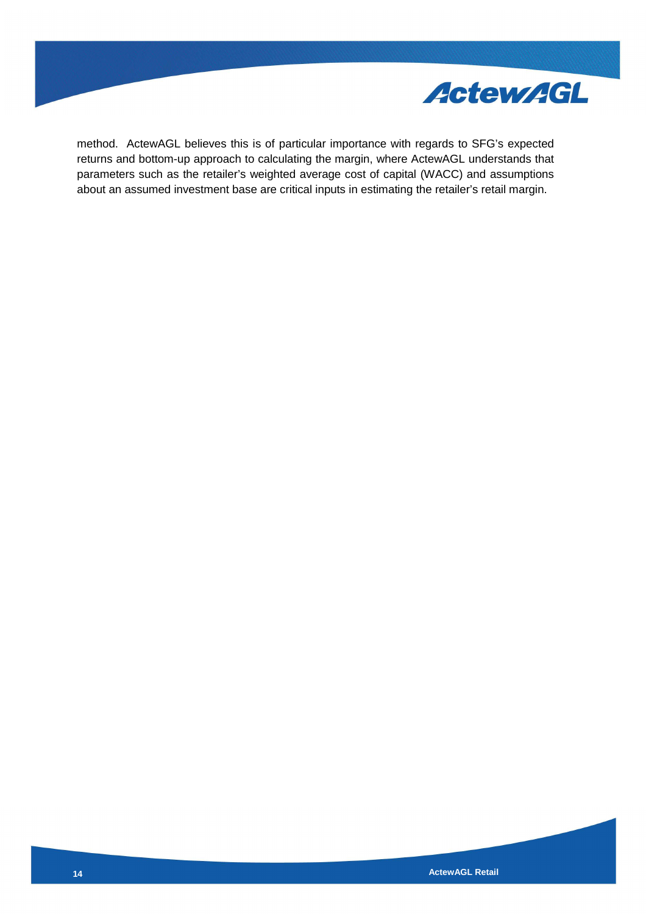method. ActewAGL believes this is of particular importance with regards to SFG's expected returns and bottom-up approach to calculating the margin, where ActewAGL understands that parameters such as the retailer's weighted average cost of capital (WACC) and assumptions about an assumed investment base are critical inputs in estimating the retailer's retail margin.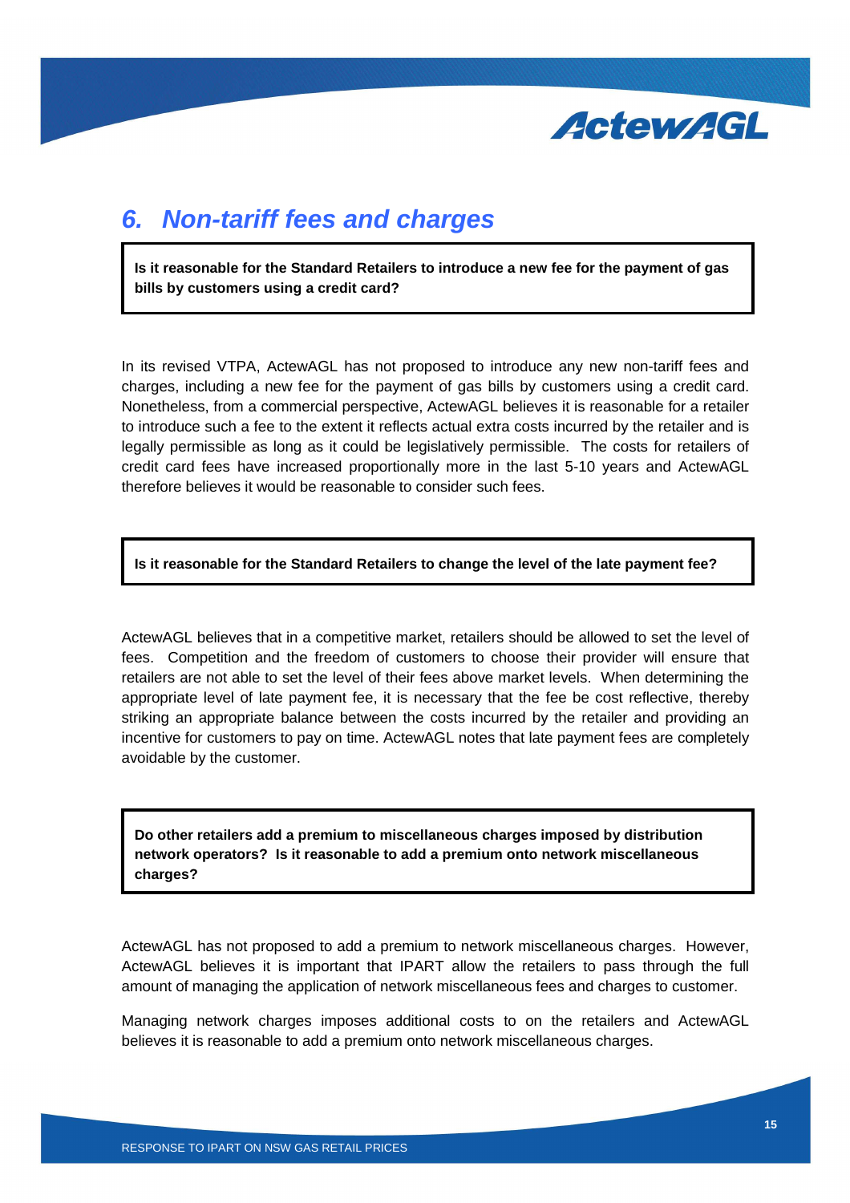## 6. Non-tariff fees and charges

**Is it reasonable for the Standard Retailers to introduce a new fee for the payment of gas bills by customers using a credit card?**

In its revised VTPA, ActewAGL has not proposed to introduce any new non-tariff fees and charges, including a new fee for the payment of gas bills by customers using a credit card. Nonetheless, from a commercial perspective, ActewAGL believes it is reasonable for a retailer to introduce such a fee to the extent it reflects actual extra costs incurred by the retailer and is legally permissible as long as it could be legislatively permissible. The costs for retailers of credit card fees have increased proportionally more in the last 5-10 years and ActewAGL therefore believes it would be reasonable to consider such fees.

**Is it reasonable for the Standard Retailers to change the level of the late payment fee?**

ActewAGL believes that in a competitive market, retailers should be allowed to set the level of fees. Competition and the freedom of customers to choose their provider will ensure that retailers are not able to set the level of their fees above market levels. When determining the appropriate level of late payment fee, it is necessary that the fee be cost reflective, thereby striking an appropriate balance between the costs incurred by the retailer and providing an incentive for customers to pay on time. ActewAGL notes that late payment fees are completely avoidable by the customer.

**Do other retailers add a premium to miscellaneous charges imposed by distribution network operators? Is it reasonable to add a premium onto network miscellaneous charges?**

ActewAGL has not proposed to add a premium to network miscellaneous charges. However, ActewAGL believes it is important that IPART allow the retailers to pass through the full amount of managing the application of network miscellaneous fees and charges to customer.

Managing network charges imposes additional costs to on the retailers and ActewAGL believes it is reasonable to add a premium onto network miscellaneous charges.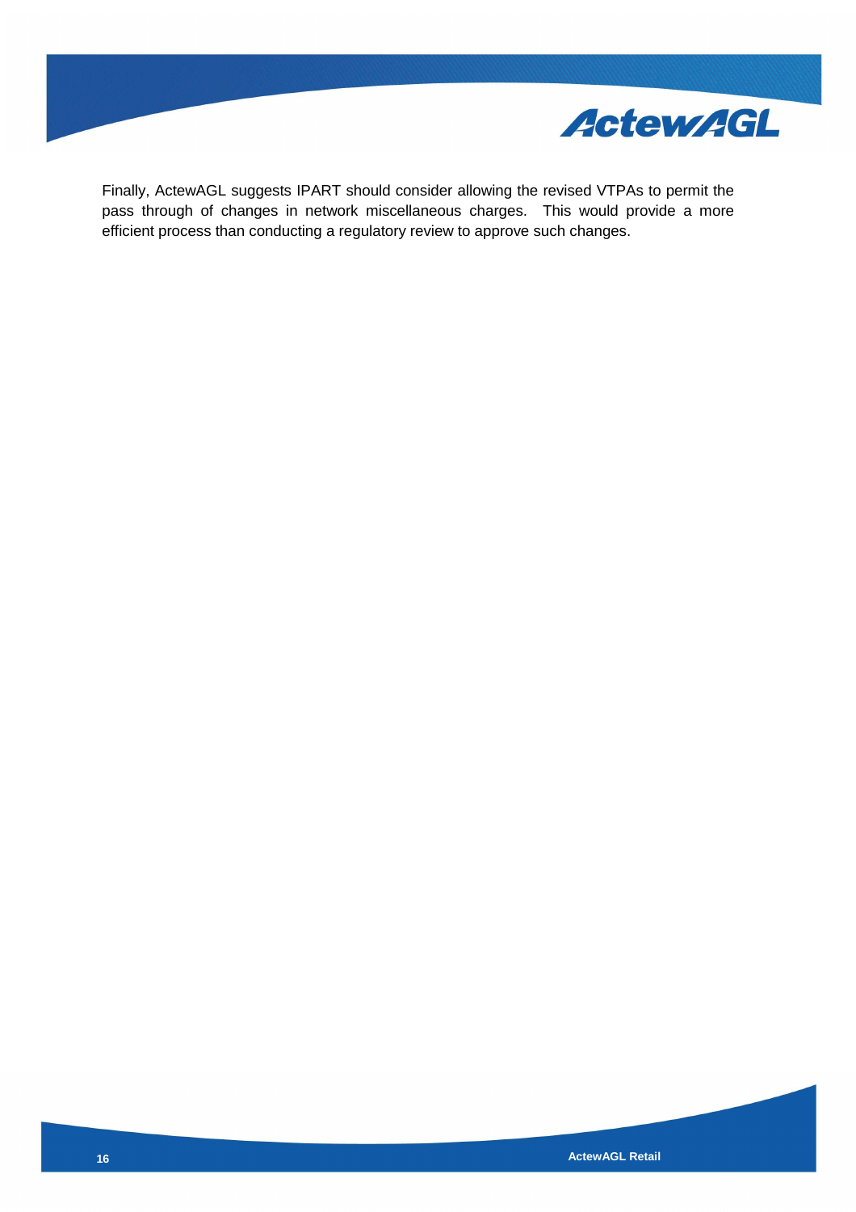Finally, ActewAGL suggests IPART should consider allowing the revised VTPAs to permit the pass through of changes in network miscellaneous charges. This would provide a more efficient process than conducting a regulatory review to approve such changes.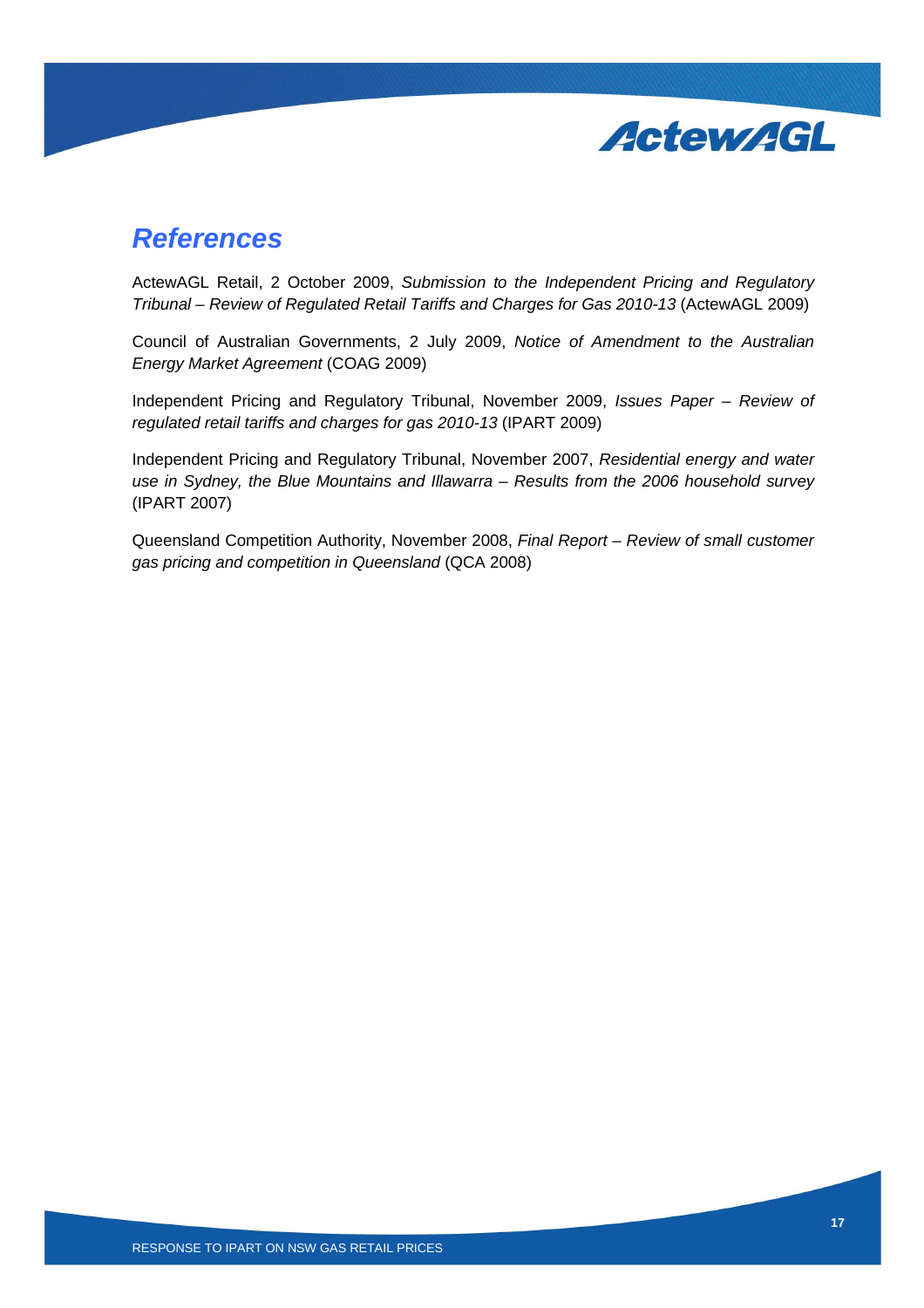# References

ActewAGL Retail, 2 October 2009, *Submission to the Independent Pricing and Regulatory Tribunal – Review of Regulated Retail Tariffs and Charges for Gas 2010-13* (ActewAGL 2009)

Council of Australian Governments, 2 July 2009, *Notice of Amendment to the Australian Energy Market Agreement* (COAG 2009)

Independent Pricing and Regulatory Tribunal, November 2009, *Issues Paper – Review of regulated retail tariffs and charges for gas 2010-13* (IPART 2009)

Independent Pricing and Regulatory Tribunal, November 2007, *Residential energy and water use in Sydney, the Blue Mountains and Illawarra – Results from the 2006 household survey* (IPART 2007)

Queensland Competition Authority, November 2008, *Final Report – Review of small customer gas pricing and competition in Queensland* (QCA 2008)